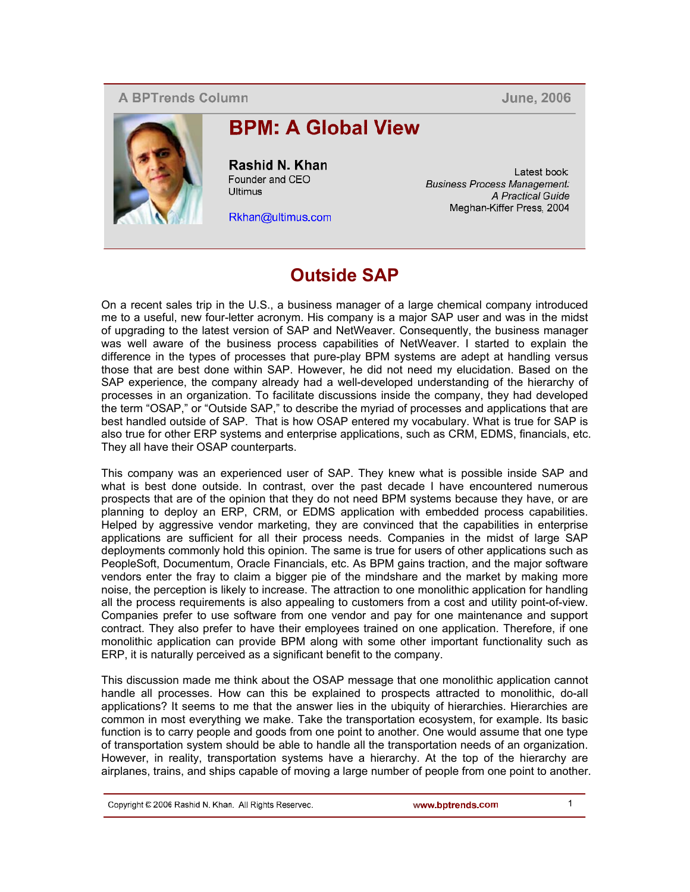A BPTrends Column

June, 2006

# BPM: A Global View

**Rashid N. Khan**
Founder and CEO
Ultimus

Rkhan@ultimus.com

Latest book:
*Business Process Management: A Practical Guide*
Meghan-Kiffer Press, 2004

## Outside SAP

On a recent sales trip in the U.S., a business manager of a large chemical company introduced me to a useful, new four-letter acronym. His company is a major SAP user and was in the midst of upgrading to the latest version of SAP and NetWeaver. Consequently, the business manager was well aware of the business process capabilities of NetWeaver. I started to explain the difference in the types of processes that pure-play BPM systems are adept at handling versus those that are best done within SAP. However, he did not need my elucidation. Based on the SAP experience, the company already had a well-developed understanding of the hierarchy of processes in an organization. To facilitate discussions inside the company, they had developed the term "OSAP," or "Outside SAP," to describe the myriad of processes and applications that are best handled outside of SAP. That is how OSAP entered my vocabulary. What is true for SAP is also true for other ERP systems and enterprise applications, such as CRM, EDMS, financials, etc. They all have their OSAP counterparts.

This company was an experienced user of SAP. They knew what is possible inside SAP and what is best done outside. In contrast, over the past decade I have encountered numerous prospects that are of the opinion that they do not need BPM systems because they have, or are planning to deploy an ERP, CRM, or EDMS application with embedded process capabilities. Helped by aggressive vendor marketing, they are convinced that the capabilities in enterprise applications are sufficient for all their process needs. Companies in the midst of large SAP deployments commonly hold this opinion. The same is true for users of other applications such as PeopleSoft, Documentum, Oracle Financials, etc. As BPM gains traction, and the major software vendors enter the fray to claim a bigger pie of the mindshare and the market by making more noise, the perception is likely to increase. The attraction to one monolithic application for handling all the process requirements is also appealing to customers from a cost and utility point-of-view. Companies prefer to use software from one vendor and pay for one maintenance and support contract. They also prefer to have their employees trained on one application. Therefore, if one monolithic application can provide BPM along with some other important functionality such as ERP, it is naturally perceived as a significant benefit to the company.

This discussion made me think about the OSAP message that one monolithic application cannot handle all processes. How can this be explained to prospects attracted to monolithic, do-all applications? It seems to me that the answer lies in the ubiquity of hierarchies. Hierarchies are common in most everything we make. Take the transportation ecosystem, for example. Its basic function is to carry people and goods from one point to another. One would assume that one type of transportation system should be able to handle all the transportation needs of an organization. However, in reality, transportation systems have a hierarchy. At the top of the hierarchy are airplanes, trains, and ships capable of moving a large number of people from one point to another.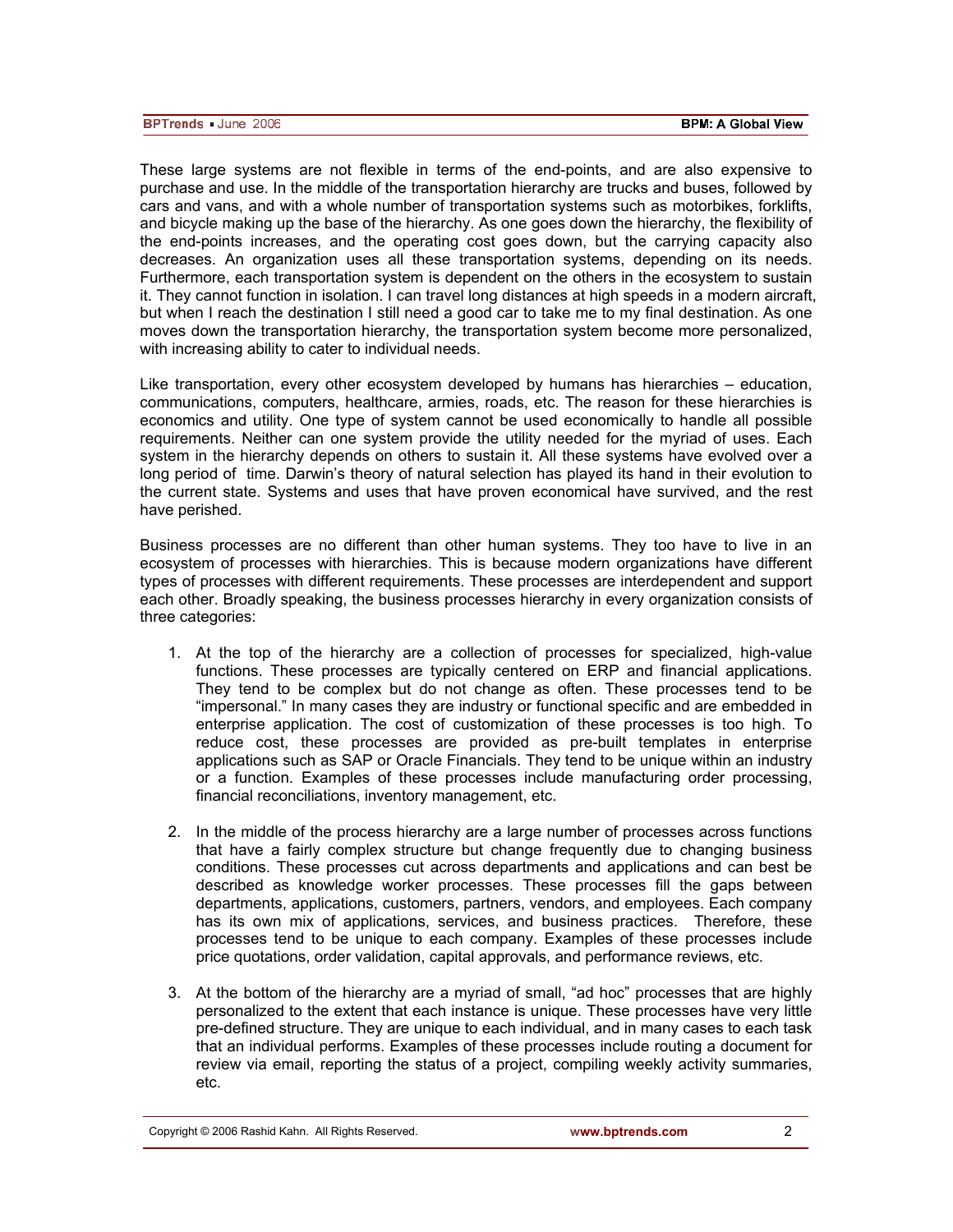These large systems are not flexible in terms of the end-points, and are also expensive to purchase and use. In the middle of the transportation hierarchy are trucks and buses, followed by cars and vans, and with a whole number of transportation systems such as motorbikes, forklifts, and bicycle making up the base of the hierarchy. As one goes down the hierarchy, the flexibility of the end-points increases, and the operating cost goes down, but the carrying capacity also decreases. An organization uses all these transportation systems, depending on its needs. Furthermore, each transportation system is dependent on the others in the ecosystem to sustain it. They cannot function in isolation. I can travel long distances at high speeds in a modern aircraft, but when I reach the destination I still need a good car to take me to my final destination. As one moves down the transportation hierarchy, the transportation system become more personalized, with increasing ability to cater to individual needs.

Like transportation, every other ecosystem developed by humans has hierarchies – education, communications, computers, healthcare, armies, roads, etc. The reason for these hierarchies is economics and utility. One type of system cannot be used economically to handle all possible requirements. Neither can one system provide the utility needed for the myriad of uses. Each system in the hierarchy depends on others to sustain it. All these systems have evolved over a long period of time. Darwin's theory of natural selection has played its hand in their evolution to the current state. Systems and uses that have proven economical have survived, and the rest have perished.

Business processes are no different than other human systems. They too have to live in an ecosystem of processes with hierarchies. This is because modern organizations have different types of processes with different requirements. These processes are interdependent and support each other. Broadly speaking, the business processes hierarchy in every organization consists of three categories:

1. At the top of the hierarchy are a collection of processes for specialized, high-value functions. These processes are typically centered on ERP and financial applications. They tend to be complex but do not change as often. These processes tend to be "impersonal." In many cases they are industry or functional specific and are embedded in enterprise application. The cost of customization of these processes is too high. To reduce cost, these processes are provided as pre-built templates in enterprise applications such as SAP or Oracle Financials. They tend to be unique within an industry or a function. Examples of these processes include manufacturing order processing, financial reconciliations, inventory management, etc.

2. In the middle of the process hierarchy are a large number of processes across functions that have a fairly complex structure but change frequently due to changing business conditions. These processes cut across departments and applications and can best be described as knowledge worker processes. These processes fill the gaps between departments, applications, customers, partners, vendors, and employees. Each company has its own mix of applications, services, and business practices. Therefore, these processes tend to be unique to each company. Examples of these processes include price quotations, order validation, capital approvals, and performance reviews, etc.

3. At the bottom of the hierarchy are a myriad of small, "ad hoc" processes that are highly personalized to the extent that each instance is unique. These processes have very little pre-defined structure. They are unique to each individual, and in many cases to each task that an individual performs. Examples of these processes include routing a document for review via email, reporting the status of a project, compiling weekly activity summaries, etc.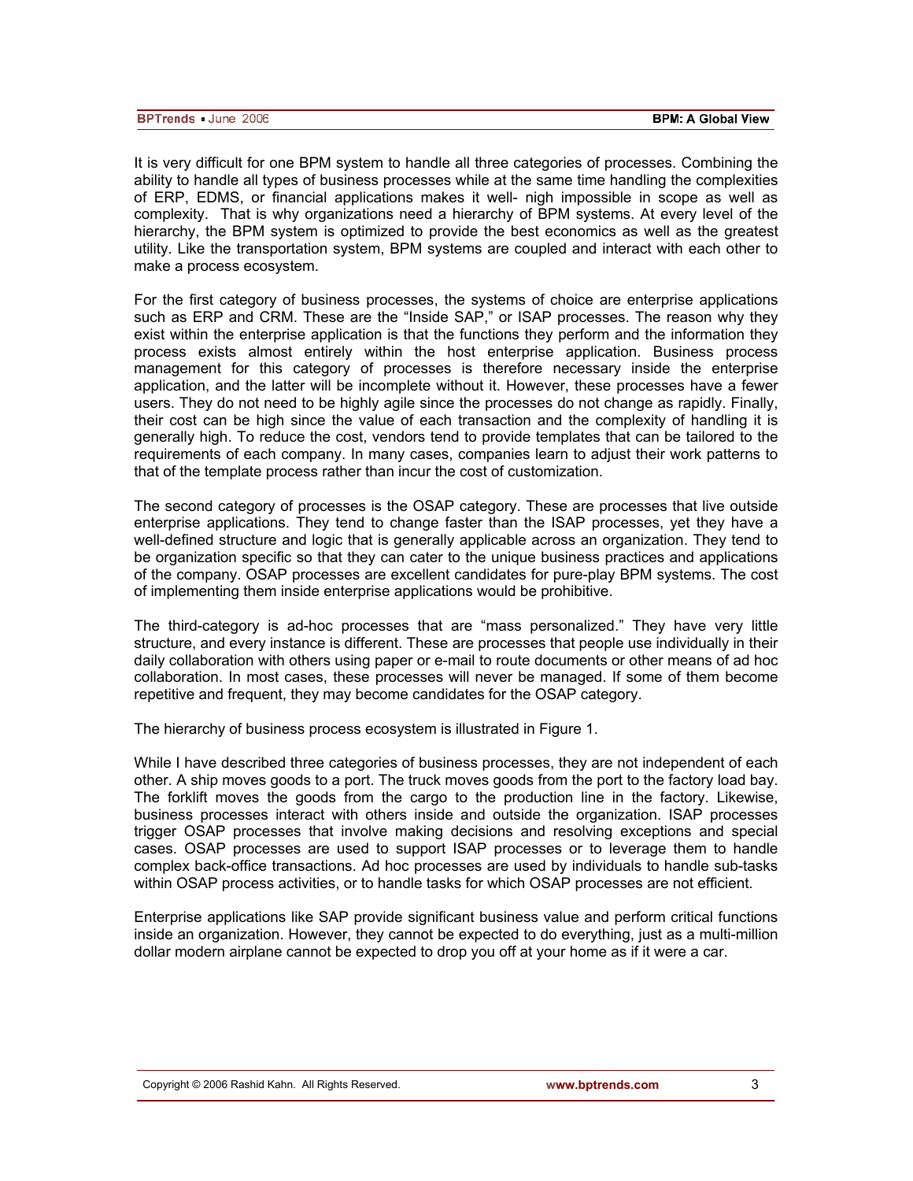It is very difficult for one BPM system to handle all three categories of processes. Combining the ability to handle all types of business processes while at the same time handling the complexities of ERP, EDMS, or financial applications makes it well- nigh impossible in scope as well as complexity. That is why organizations need a hierarchy of BPM systems. At every level of the hierarchy, the BPM system is optimized to provide the best economics as well as the greatest utility. Like the transportation system, BPM systems are coupled and interact with each other to make a process ecosystem.

For the first category of business processes, the systems of choice are enterprise applications such as ERP and CRM. These are the "Inside SAP," or ISAP processes. The reason why they exist within the enterprise application is that the functions they perform and the information they process exists almost entirely within the host enterprise application. Business process management for this category of processes is therefore necessary inside the enterprise application, and the latter will be incomplete without it. However, these processes have a fewer users. They do not need to be highly agile since the processes do not change as rapidly. Finally, their cost can be high since the value of each transaction and the complexity of handling it is generally high. To reduce the cost, vendors tend to provide templates that can be tailored to the requirements of each company. In many cases, companies learn to adjust their work patterns to that of the template process rather than incur the cost of customization.

The second category of processes is the OSAP category. These are processes that live outside enterprise applications. They tend to change faster than the ISAP processes, yet they have a well-defined structure and logic that is generally applicable across an organization. They tend to be organization specific so that they can cater to the unique business practices and applications of the company. OSAP processes are excellent candidates for pure-play BPM systems. The cost of implementing them inside enterprise applications would be prohibitive.

The third-category is ad-hoc processes that are "mass personalized." They have very little structure, and every instance is different. These are processes that people use individually in their daily collaboration with others using paper or e-mail to route documents or other means of ad hoc collaboration. In most cases, these processes will never be managed. If some of them become repetitive and frequent, they may become candidates for the OSAP category.

The hierarchy of business process ecosystem is illustrated in Figure 1.

While I have described three categories of business processes, they are not independent of each other. A ship moves goods to a port. The truck moves goods from the port to the factory load bay. The forklift moves the goods from the cargo to the production line in the factory. Likewise, business processes interact with others inside and outside the organization. ISAP processes trigger OSAP processes that involve making decisions and resolving exceptions and special cases. OSAP processes are used to support ISAP processes or to leverage them to handle complex back-office transactions. Ad hoc processes are used by individuals to handle sub-tasks within OSAP process activities, or to handle tasks for which OSAP processes are not efficient.

Enterprise applications like SAP provide significant business value and perform critical functions inside an organization. However, they cannot be expected to do everything, just as a multi-million dollar modern airplane cannot be expected to drop you off at your home as if it were a car.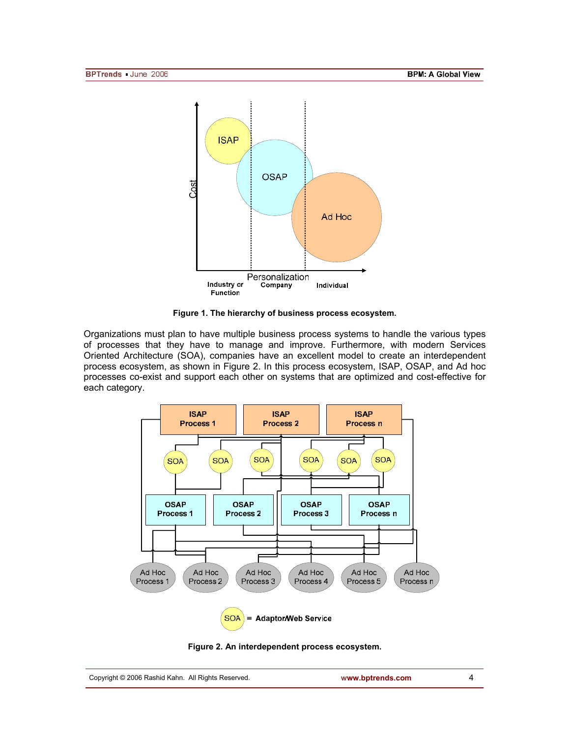Cost

ISAP

OSAP

Ad Hoc

Personalization

Industry or Function

Company

Individual

**Figure 1. The hierarchy of business process ecosystem.**

Organizations must plan to have multiple business process systems to handle the various types of processes that they have to manage and improve. Furthermore, with modern Services Oriented Architecture (SOA), companies have an excellent model to create an interdependent process ecosystem, as shown in Figure 2. In this process ecosystem, ISAP, OSAP, and Ad hoc processes co-exist and support each other on systems that are optimized and cost-effective for each category.

ISAP Process 1

ISAP Process 2

ISAP Process n

SOA

SOA

SOA

SOA

SOA

SOA

OSAP Process 1

OSAP Process 2

OSAP Process 3

OSAP Process n

Ad Hoc Process 1

Ad Hoc Process 2

Ad Hoc Process 3

Ad Hoc Process 4

Ad Hoc Process 5

Ad Hoc Process n

SOA = Adaptor/Web Service

**Figure 2. An interdependent process ecosystem.**